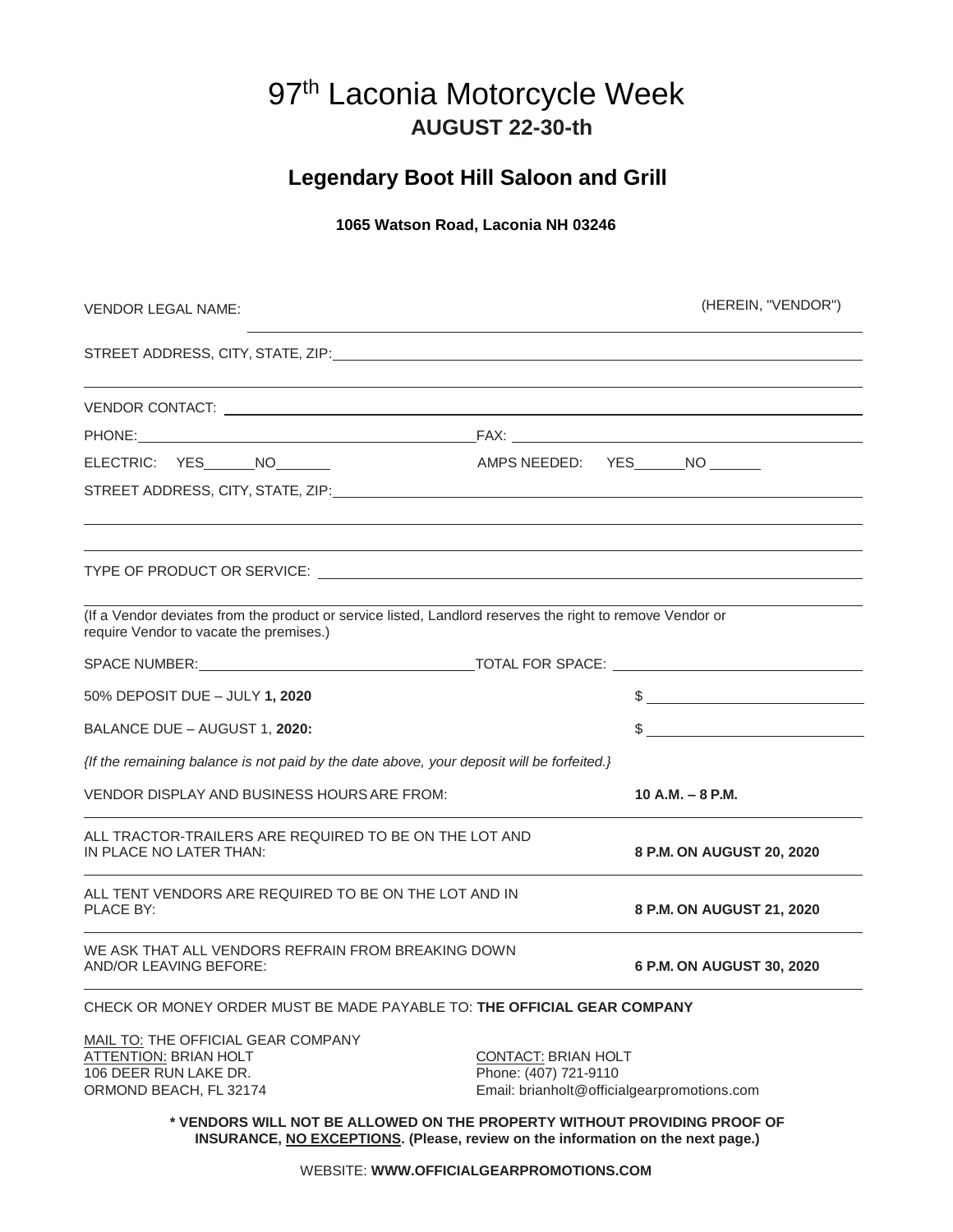# 97th Laconia Motorcycle Week

**AUGUST 22-30-th**

## Legendary Boot Hill Saloon and Grill

**1065 Watson Road, Laconia NH 03246**

VENDOR LEGAL NAME: ______________________________ (HEREIN, "VENDOR")

STREET ADDRESS, CITY, STATE, ZIP: ______________________________

______________________________

VENDOR CONTACT: ______________________________

PHONE: ______________________ FAX: ______________________

ELECTRIC: YES______NO_______ AMPS NEEDED: YES______NO ______

STREET ADDRESS, CITY, STATE, ZIP: ______________________________

______________________________

______________________________

TYPE OF PRODUCT OR SERVICE: ______________________________

______________________________

(If a Vendor deviates from the product or service listed, Landlord reserves the right to remove Vendor or require Vendor to vacate the premises.)

SPACE NUMBER: ______________________ TOTAL FOR SPACE: ______________________

50% DEPOSIT DUE – JULY **1, 2020** $ ______________

BALANCE DUE – AUGUST 1, **2020:** $ ______________

*{If the remaining balance is not paid by the date above, your deposit will be forfeited.}*

| | |
|---|---|
| VENDOR DISPLAY AND BUSINESS HOURS ARE FROM: | **10 A.M. – 8 P.M.** |
| ALL TRACTOR-TRAILERS ARE REQUIRED TO BE ON THE LOT AND IN PLACE NO LATER THAN: | **8 P.M. ON AUGUST 20, 2020** |
| ALL TENT VENDORS ARE REQUIRED TO BE ON THE LOT AND IN PLACE BY: | **8 P.M. ON AUGUST 21, 2020** |
| WE ASK THAT ALL VENDORS REFRAIN FROM BREAKING DOWN AND/OR LEAVING BEFORE: | **6 P.M. ON AUGUST 30, 2020** |

CHECK OR MONEY ORDER MUST BE MADE PAYABLE TO: **THE OFFICIAL GEAR COMPANY**

MAIL TO: THE OFFICIAL GEAR COMPANY
ATTENTION: BRIAN HOLT
106 DEER RUN LAKE DR.
ORMOND BEACH, FL 32174

CONTACT: BRIAN HOLT
Phone: (407) 721-9110
Email: brianholt@officialgearpromotions.com

**\* VENDORS WILL NOT BE ALLOWED ON THE PROPERTY WITHOUT PROVIDING PROOF OF INSURANCE, NO EXCEPTIONS. (Please, review on the information on the next page.)**

WEBSITE: **WWW.OFFICIALGEARPROMOTIONS.COM**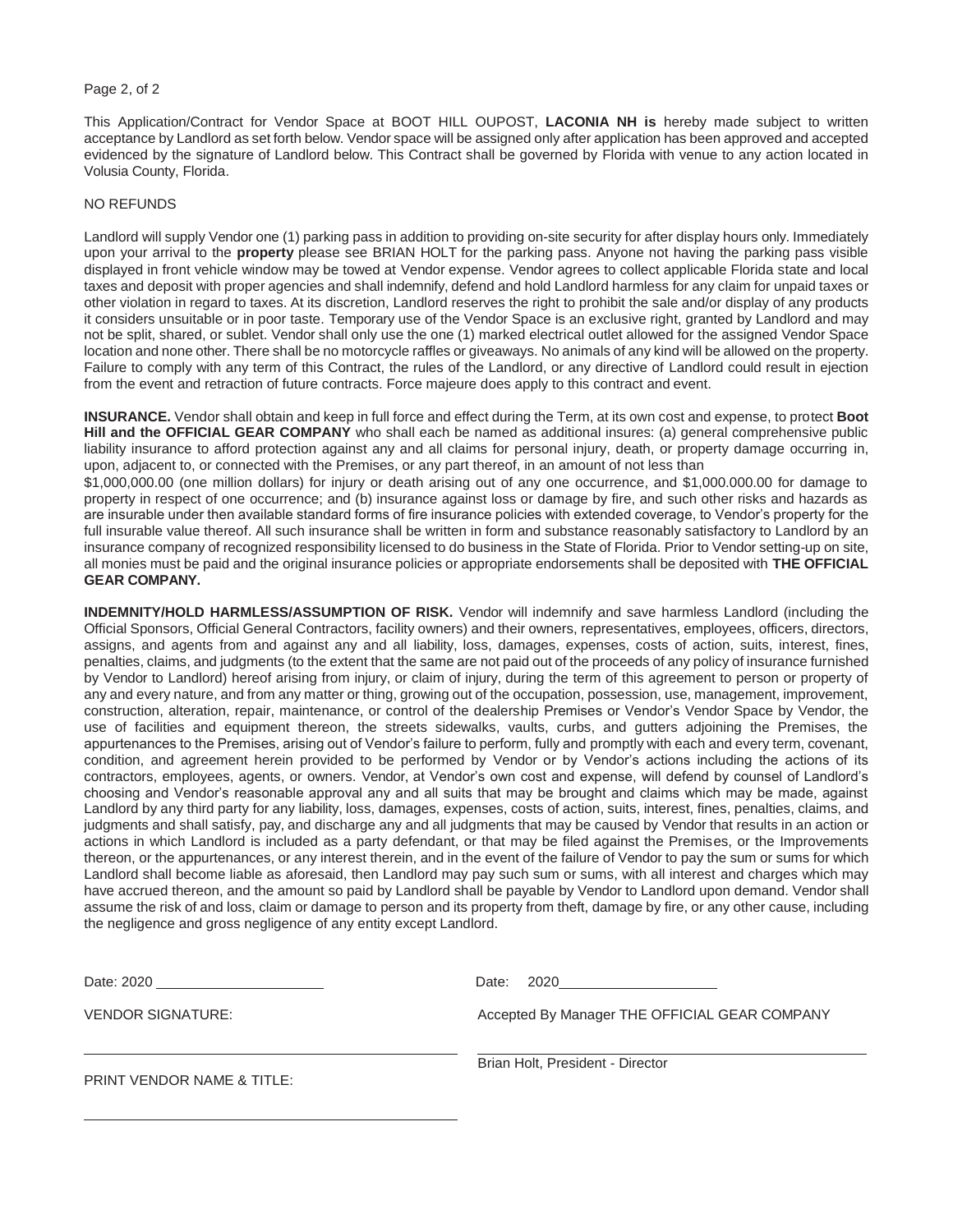This Application/Contract for Vendor Space at BOOT HILL OUPOST, **LACONIA NH is** hereby made subject to written acceptance by Landlord as set forth below. Vendor space will be assigned only after application has been approved and accepted evidenced by the signature of Landlord below. This Contract shall be governed by Florida with venue to any action located in Volusia County, Florida.

NO REFUNDS

Landlord will supply Vendor one (1) parking pass in addition to providing on-site security for after display hours only. Immediately upon your arrival to the **property** please see BRIAN HOLT for the parking pass. Anyone not having the parking pass visible displayed in front vehicle window may be towed at Vendor expense. Vendor agrees to collect applicable Florida state and local taxes and deposit with proper agencies and shall indemnify, defend and hold Landlord harmless for any claim for unpaid taxes or other violation in regard to taxes. At its discretion, Landlord reserves the right to prohibit the sale and/or display of any products it considers unsuitable or in poor taste. Temporary use of the Vendor Space is an exclusive right, granted by Landlord and may not be split, shared, or sublet. Vendor shall only use the one (1) marked electrical outlet allowed for the assigned Vendor Space location and none other. There shall be no motorcycle raffles or giveaways. No animals of any kind will be allowed on the property. Failure to comply with any term of this Contract, the rules of the Landlord, or any directive of Landlord could result in ejection from the event and retraction of future contracts. Force majeure does apply to this contract and event.

**INSURANCE.** Vendor shall obtain and keep in full force and effect during the Term, at its own cost and expense, to protect **Boot Hill and the OFFICIAL GEAR COMPANY** who shall each be named as additional insures: (a) general comprehensive public liability insurance to afford protection against any and all claims for personal injury, death, or property damage occurring in, upon, adjacent to, or connected with the Premises, or any part thereof, in an amount of not less than
$1,000,000.00 (one million dollars) for injury or death arising out of any one occurrence, and $1,000.000.00 for damage to property in respect of one occurrence; and (b) insurance against loss or damage by fire, and such other risks and hazards as are insurable under then available standard forms of fire insurance policies with extended coverage, to Vendor's property for the full insurable value thereof. All such insurance shall be written in form and substance reasonably satisfactory to Landlord by an insurance company of recognized responsibility licensed to do business in the State of Florida. Prior to Vendor setting-up on site, all monies must be paid and the original insurance policies or appropriate endorsements shall be deposited with **THE OFFICIAL GEAR COMPANY.**

**INDEMNITY/HOLD HARMLESS/ASSUMPTION OF RISK.** Vendor will indemnify and save harmless Landlord (including the Official Sponsors, Official General Contractors, facility owners) and their owners, representatives, employees, officers, directors, assigns, and agents from and against any and all liability, loss, damages, expenses, costs of action, suits, interest, fines, penalties, claims, and judgments (to the extent that the same are not paid out of the proceeds of any policy of insurance furnished by Vendor to Landlord) hereof arising from injury, or claim of injury, during the term of this agreement to person or property of any and every nature, and from any matter or thing, growing out of the occupation, possession, use, management, improvement, construction, alteration, repair, maintenance, or control of the dealership Premises or Vendor's Vendor Space by Vendor, the use of facilities and equipment thereon, the streets sidewalks, vaults, curbs, and gutters adjoining the Premises, the appurtenances to the Premises, arising out of Vendor's failure to perform, fully and promptly with each and every term, covenant, condition, and agreement herein provided to be performed by Vendor or by Vendor's actions including the actions of its contractors, employees, agents, or owners. Vendor, at Vendor's own cost and expense, will defend by counsel of Landlord's choosing and Vendor's reasonable approval any and all suits that may be brought and claims which may be made, against Landlord by any third party for any liability, loss, damages, expenses, costs of action, suits, interest, fines, penalties, claims, and judgments and shall satisfy, pay, and discharge any and all judgments that may be caused by Vendor that results in an action or actions in which Landlord is included as a party defendant, or that may be filed against the Premises, or the Improvements thereon, or the appurtenances, or any interest therein, and in the event of the failure of Vendor to pay the sum or sums for which Landlord shall become liable as aforesaid, then Landlord may pay such sum or sums, with all interest and charges which may have accrued thereon, and the amount so paid by Landlord shall be payable by Vendor to Landlord upon demand. Vendor shall assume the risk of and loss, claim or damage to person and its property from theft, damage by fire, or any other cause, including the negligence and gross negligence of any entity except Landlord.

Date: 2020 ____________________

VENDOR SIGNATURE:

______________________________

PRINT VENDOR NAME & TITLE:

______________________________

Date: 2020____________________

Accepted By Manager THE OFFICIAL GEAR COMPANY

______________________________

Brian Holt, President - Director